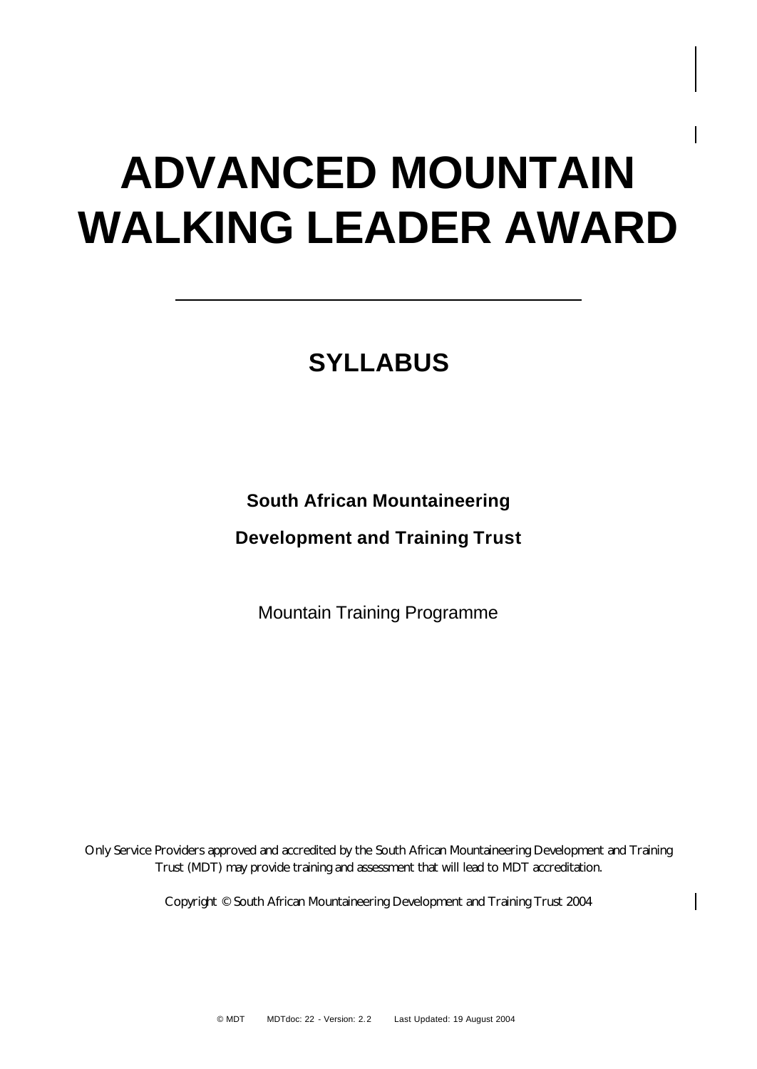# ADVANCED MOUNTAIN WALKING LEADER AWARD

---

## SYLLABUS

**South African Mountaineering**

**Development and Training Trust**

Mountain Training Programme

Only Service Providers approved and accredited by the South African Mountaineering Development and Training Trust (MDT) may provide training and assessment that will lead to MDT accreditation.

Copyright © South African Mountaineering Development and Training Trust 2004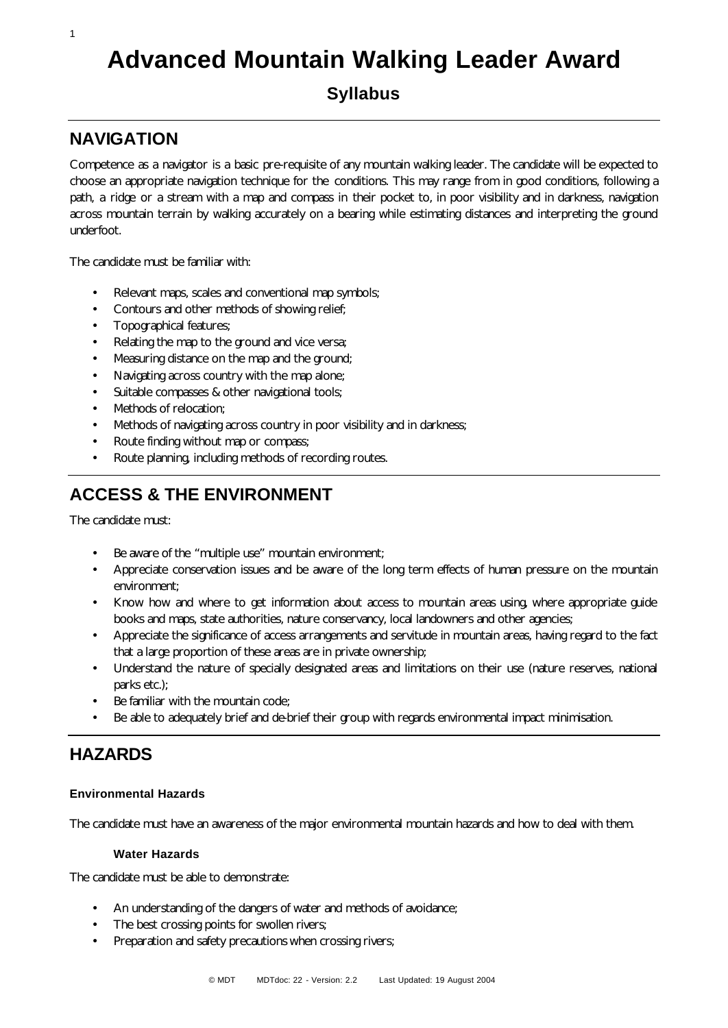# Advanced Mountain Walking Leader Award

## Syllabus

## NAVIGATION

Competence as a navigator is a basic pre-requisite of any mountain walking leader. The candidate will be expected to choose an appropriate navigation technique for the conditions. This may range from in good conditions, following a path, a ridge or a stream with a map and compass in their pocket to, in poor visibility and in darkness, navigation across mountain terrain by walking accurately on a bearing while estimating distances and interpreting the ground underfoot.

The candidate must be familiar with:

- Relevant maps, scales and conventional map symbols;
- Contours and other methods of showing relief;
- Topographical features;
- Relating the map to the ground and vice versa;
- Measuring distance on the map and the ground;
- Navigating across country with the map alone;
- Suitable compasses & other navigational tools;
- Methods of relocation;
- Methods of navigating across country in poor visibility and in darkness;
- Route finding without map or compass;
- Route planning, including methods of recording routes.

## ACCESS & THE ENVIRONMENT

The candidate must:

- Be aware of the "multiple use" mountain environment;
- Appreciate conservation issues and be aware of the long term effects of human pressure on the mountain environment;
- Know how and where to get information about access to mountain areas using, where appropriate guide books and maps, state authorities, nature conservancy, local landowners and other agencies;
- Appreciate the significance of access arrangements and servitude in mountain areas, having regard to the fact that a large proportion of these areas are in private ownership;
- Understand the nature of specially designated areas and limitations on their use (nature reserves, national parks etc.);
- Be familiar with the mountain code;
- Be able to adequately brief and de-brief their group with regards environmental impact minimisation.

## HAZARDS

#### Environmental Hazards

The candidate must have an awareness of the major environmental mountain hazards and how to deal with them.

##### Water Hazards

The candidate must be able to demonstrate:

- An understanding of the dangers of water and methods of avoidance;
- The best crossing points for swollen rivers;
- Preparation and safety precautions when crossing rivers;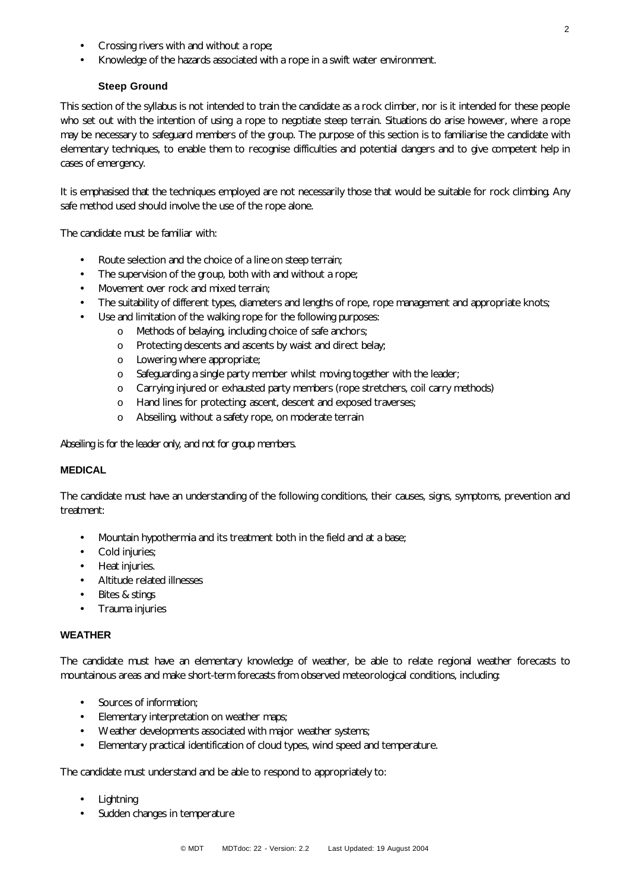- Crossing rivers with and without a rope;
- Knowledge of the hazards associated with a rope in a swift water environment.

### Steep Ground

This section of the syllabus is not intended to train the candidate as a rock climber, nor is it intended for these people who set out with the intention of using a rope to negotiate steep terrain. Situations do arise however, where a rope may be necessary to safeguard members of the group. The purpose of this section is to familiarise the candidate with elementary techniques, to enable them to recognise difficulties and potential dangers and to give competent help in cases of emergency.

It is emphasised that the techniques employed are not necessarily those that would be suitable for rock climbing. Any safe method used should involve the use of the rope alone.

The candidate must be familiar with:

- Route selection and the choice of a line on steep terrain;
- The supervision of the group, both with and without a rope;
- Movement over rock and mixed terrain;
- The suitability of different types, diameters and lengths of rope, rope management and appropriate knots;
- Use and limitation of the walking rope for the following purposes:
  - Methods of belaying, including choice of safe anchors;
  - Protecting descents and ascents by waist and direct belay;
  - Lowering where appropriate;
  - Safeguarding a single party member whilst moving together with the leader;
  - Carrying injured or exhausted party members (rope stretchers, coil carry methods)
  - Hand lines for protecting: ascent, descent and exposed traverses;
  - Abseiling, without a safety rope, on moderate terrain

Abseiling is for the leader only, and not for group members.

## MEDICAL

The candidate must have an understanding of the following conditions, their causes, signs, symptoms, prevention and treatment:

- Mountain hypothermia and its treatment both in the field and at a base;
- Cold injuries;
- Heat injuries.
- Altitude related illnesses
- Bites & stings
- Trauma injuries

## WEATHER

The candidate must have an elementary knowledge of weather, be able to relate regional weather forecasts to mountainous areas and make short-term forecasts from observed meteorological conditions, including:

- Sources of information;
- Elementary interpretation on weather maps;
- Weather developments associated with major weather systems;
- Elementary practical identification of cloud types, wind speed and temperature.

The candidate must understand and be able to respond to appropriately to:

- Lightning
- Sudden changes in temperature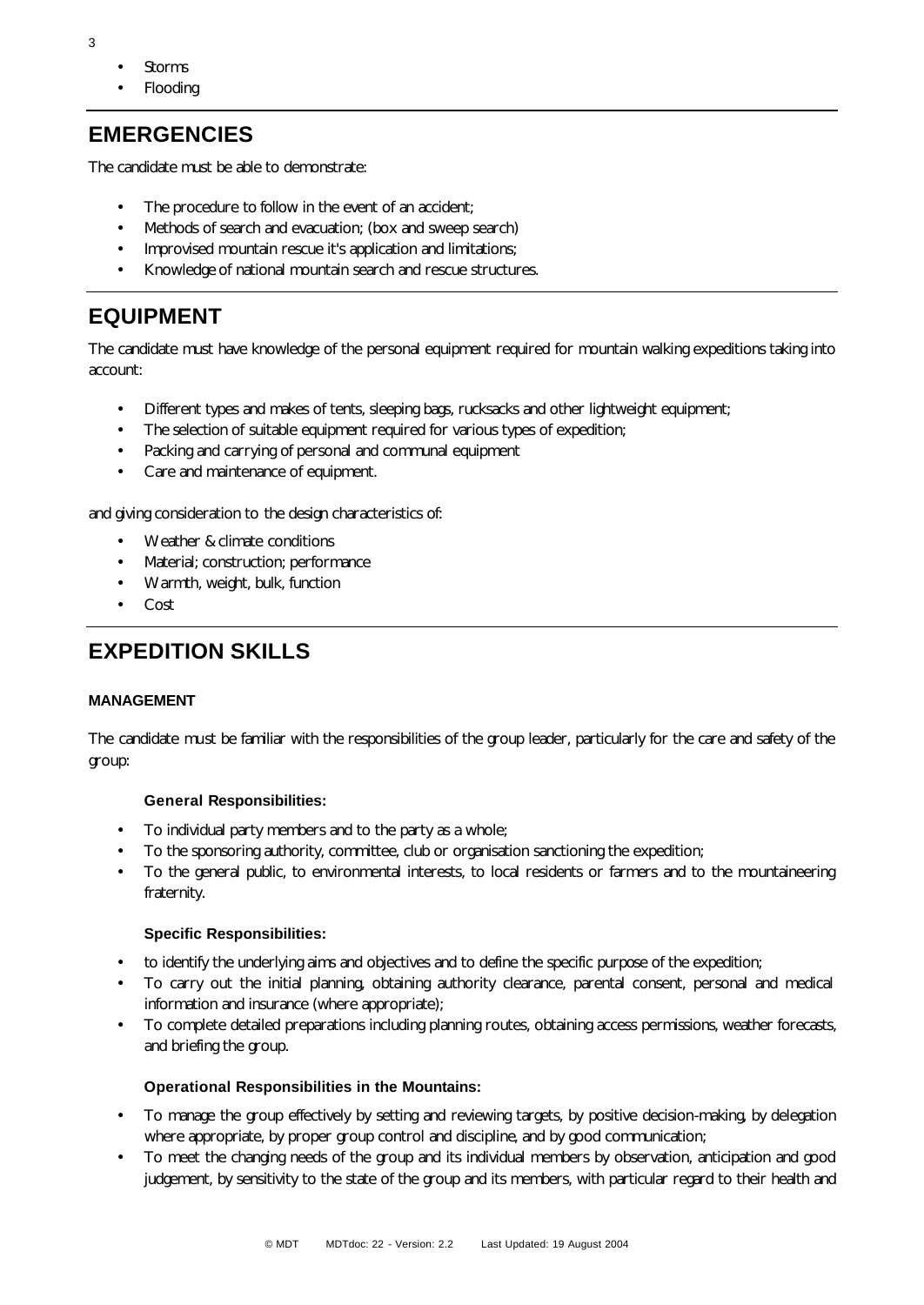- Storms
- Flooding

## EMERGENCIES

The candidate must be able to demonstrate:

- The procedure to follow in the event of an accident;
- Methods of search and evacuation; (box and sweep search)
- Improvised mountain rescue it's application and limitations;
- Knowledge of national mountain search and rescue structures.

## EQUIPMENT

The candidate must have knowledge of the personal equipment required for mountain walking expeditions taking into account:

- Different types and makes of tents, sleeping bags, rucksacks and other lightweight equipment;
- The selection of suitable equipment required for various types of expedition;
- Packing and carrying of personal and communal equipment
- Care and maintenance of equipment.

and giving consideration to the design characteristics of:

- Weather & climate conditions
- Material; construction; performance
- Warmth, weight, bulk, function
- Cost

## EXPEDITION SKILLS

### MANAGEMENT

The candidate must be familiar with the responsibilities of the group leader, particularly for the care and safety of the group:

#### General Responsibilities:

- To individual party members and to the party as a whole;
- To the sponsoring authority, committee, club or organisation sanctioning the expedition;
- To the general public, to environmental interests, to local residents or farmers and to the mountaineering fraternity.

#### Specific Responsibilities:

- to identify the underlying aims and objectives and to define the specific purpose of the expedition;
- To carry out the initial planning, obtaining authority clearance, parental consent, personal and medical information and insurance (where appropriate);
- To complete detailed preparations including planning routes, obtaining access permissions, weather forecasts, and briefing the group.

#### Operational Responsibilities in the Mountains:

- To manage the group effectively by setting and reviewing targets, by positive decision-making, by delegation where appropriate, by proper group control and discipline, and by good communication;
- To meet the changing needs of the group and its individual members by observation, anticipation and good judgement, by sensitivity to the state of the group and its members, with particular regard to their health and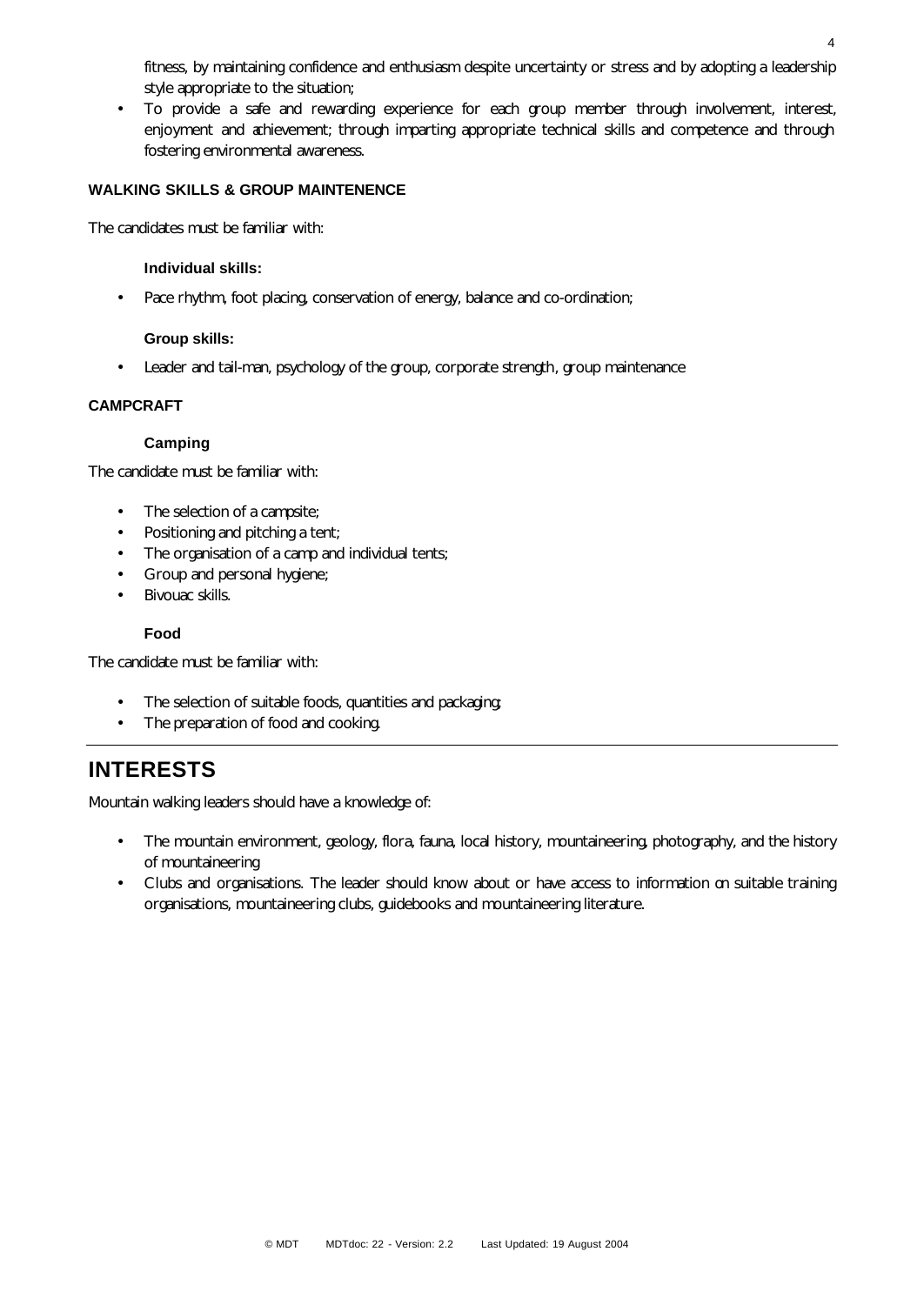fitness, by maintaining confidence and enthusiasm despite uncertainty or stress and by adopting a leadership style appropriate to the situation;

- To provide a safe and rewarding experience for each group member through involvement, interest, enjoyment and achievement; through imparting appropriate technical skills and competence and through fostering environmental awareness.

### WALKING SKILLS & GROUP MAINTENENCE

The candidates must be familiar with:

#### Individual skills:

- Pace rhythm, foot placing, conservation of energy, balance and co-ordination;

#### Group skills:

- Leader and tail-man, psychology of the group, corporate strength, group maintenance

### CAMPCRAFT

#### Camping

The candidate must be familiar with:

- The selection of a campsite;
- Positioning and pitching a tent;
- The organisation of a camp and individual tents;
- Group and personal hygiene;
- Bivouac skills.

#### Food

The candidate must be familiar with:

- The selection of suitable foods, quantities and packaging;
- The preparation of food and cooking.

---

## INTERESTS

Mountain walking leaders should have a knowledge of:

- The mountain environment, geology, flora, fauna, local history, mountaineering, photography, and the history of mountaineering
- Clubs and organisations. The leader should know about or have access to information on suitable training organisations, mountaineering clubs, guidebooks and mountaineering literature.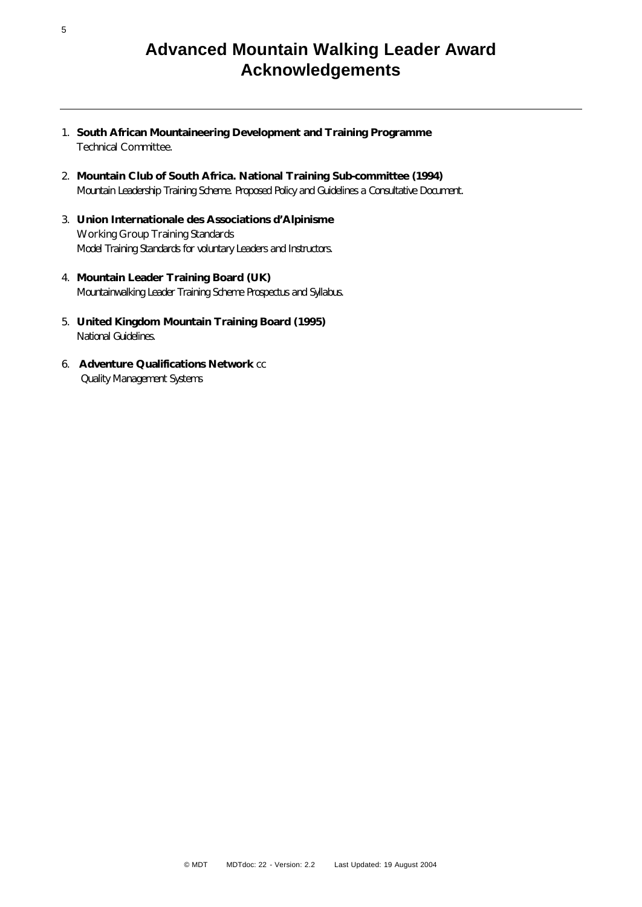# Advanced Mountain Walking Leader Award
# Acknowledgements

1. **South African Mountaineering Development and Training Programme**
   Technical Committee.

2. **Mountain Club of South Africa. National Training Sub-committee (1994)**
   Mountain Leadership Training Scheme. Proposed Policy and Guidelines a Consultative Document.

3. **Union Internationale des Associations d'Alpinisme**
   Working Group Training Standards
   Model Training Standards for voluntary Leaders and Instructors.

4. **Mountain Leader Training Board (UK)**
   Mountainwalking Leader Training Scheme Prospectus and Syllabus.

5. **United Kingdom Mountain Training Board (1995)**
   National Guidelines.

6. **Adventure Qualifications Network** cc
   Quality Management Systems